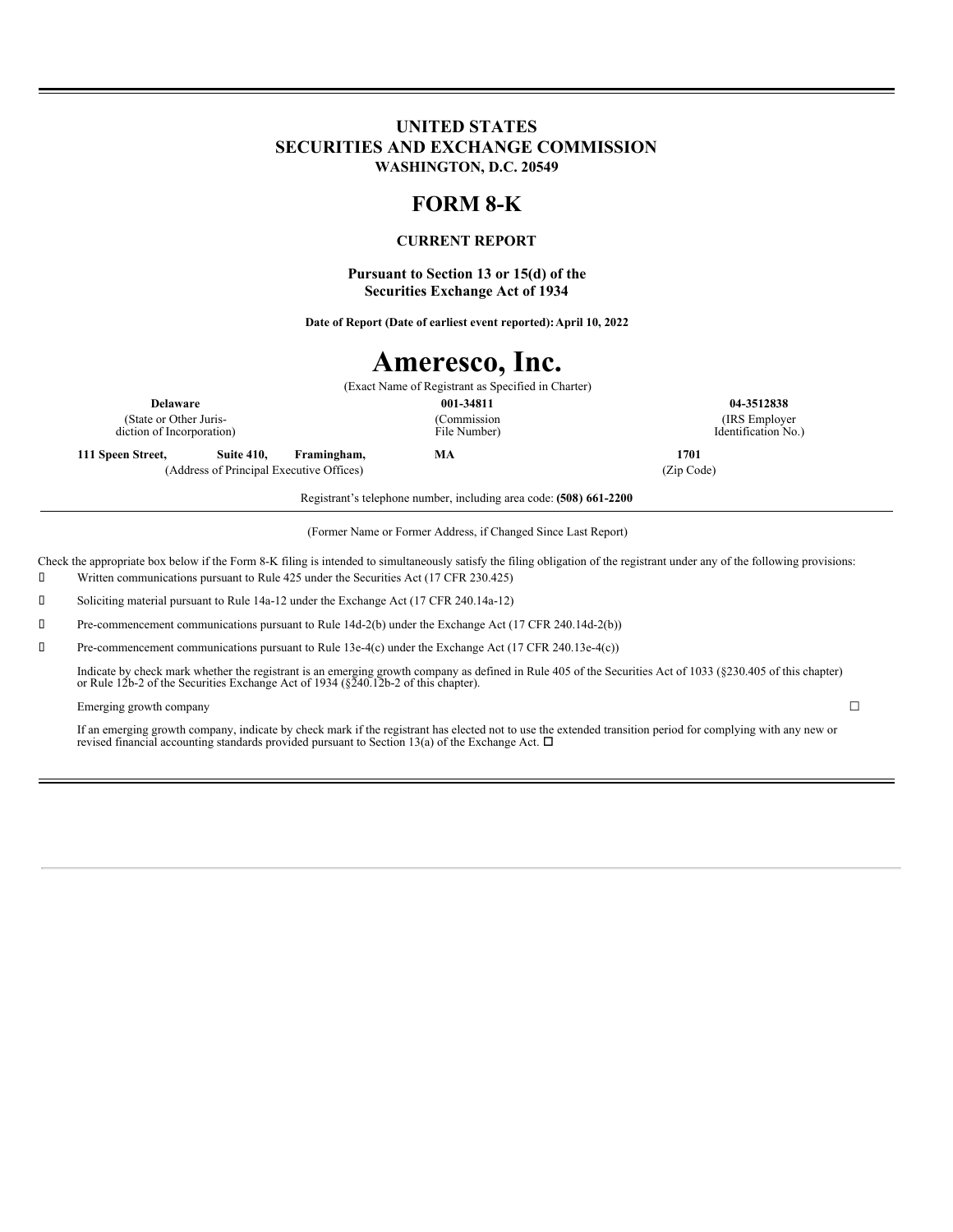# UNITED STATES
# SECURITIES AND EXCHANGE COMMISSION
**WASHINGTON, D.C. 20549**

# FORM 8-K

**CURRENT REPORT**

**Pursuant to Section 13 or 15(d) of the Securities Exchange Act of 1934**

**Date of Report (Date of earliest event reported): April 10, 2022**

# Ameresco, Inc.

(Exact Name of Registrant as Specified in Charter)

| **Delaware** | **001-34811** | **04-3512838** |
|---|---|---|
| (State or Other Juris-diction of Incorporation) | (Commission File Number) | (IRS Employer Identification No.) |

| **111 Speen Street, Suite 410, Framingham, MA** | **1701** |
|---|---|
| (Address of Principal Executive Offices) | (Zip Code) |

Registrant's telephone number, including area code: **(508) 661-2200**

(Former Name or Former Address, if Changed Since Last Report)

Check the appropriate box below if the Form 8-K filing is intended to simultaneously satisfy the filing obligation of the registrant under any of the following provisions:

☐ Written communications pursuant to Rule 425 under the Securities Act (17 CFR 230.425)

☐ Soliciting material pursuant to Rule 14a-12 under the Exchange Act (17 CFR 240.14a-12)

☐ Pre-commencement communications pursuant to Rule 14d-2(b) under the Exchange Act (17 CFR 240.14d-2(b))

☐ Pre-commencement communications pursuant to Rule 13e-4(c) under the Exchange Act (17 CFR 240.13e-4(c))

Indicate by check mark whether the registrant is an emerging growth company as defined in Rule 405 of the Securities Act of 1033 (§230.405 of this chapter) or Rule 12b-2 of the Securities Exchange Act of 1934 (§240.12b-2 of this chapter).

Emerging growth company ☐

If an emerging growth company, indicate by check mark if the registrant has elected not to use the extended transition period for complying with any new or revised financial accounting standards provided pursuant to Section 13(a) of the Exchange Act. ☐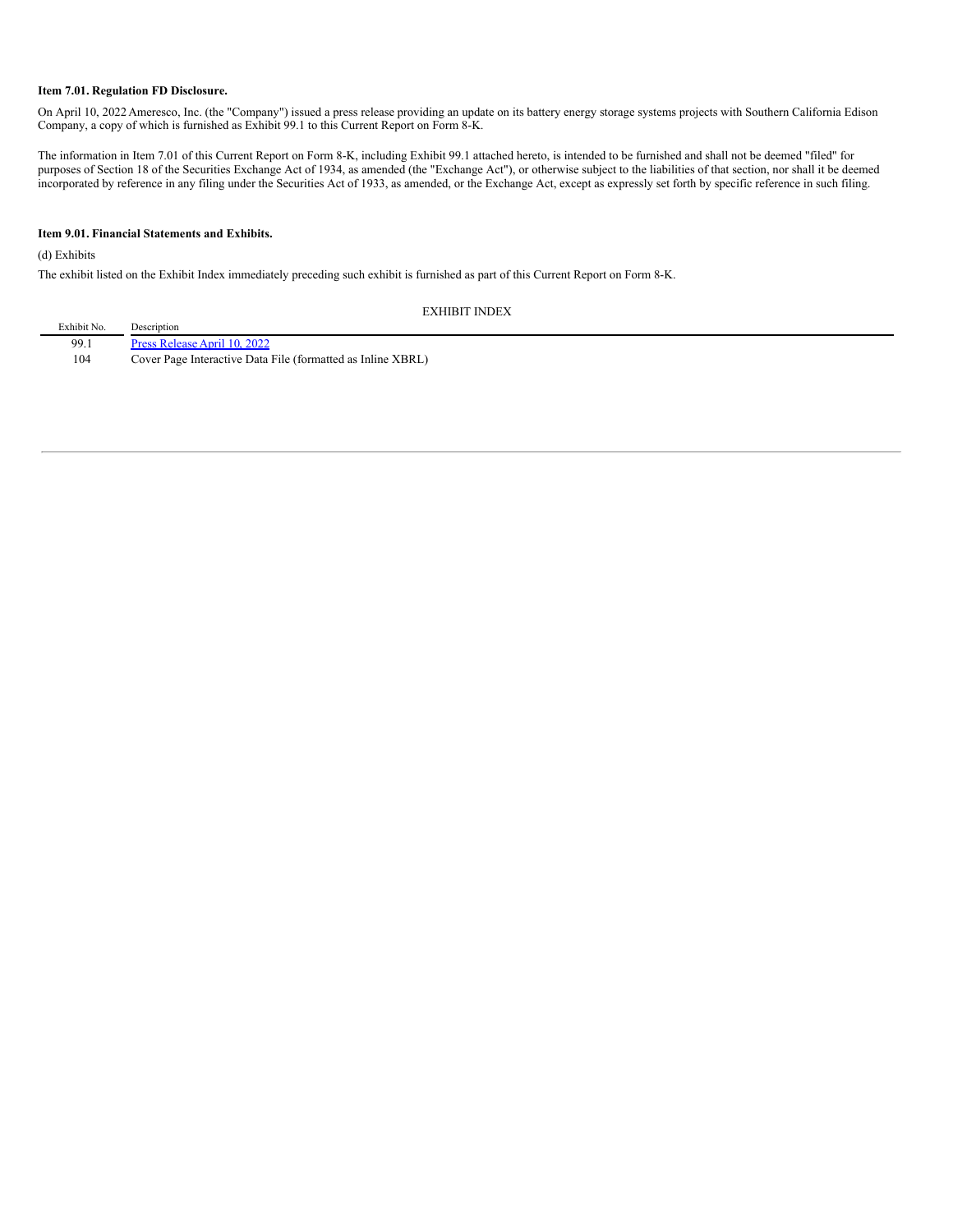**Item 7.01. Regulation FD Disclosure.**

On April 10, 2022 Ameresco, Inc. (the "Company") issued a press release providing an update on its battery energy storage systems projects with Southern California Edison Company, a copy of which is furnished as Exhibit 99.1 to this Current Report on Form 8-K.

The information in Item 7.01 of this Current Report on Form 8-K, including Exhibit 99.1 attached hereto, is intended to be furnished and shall not be deemed "filed" for purposes of Section 18 of the Securities Exchange Act of 1934, as amended (the "Exchange Act"), or otherwise subject to the liabilities of that section, nor shall it be deemed incorporated by reference in any filing under the Securities Act of 1933, as amended, or the Exchange Act, except as expressly set forth by specific reference in such filing.

**Item 9.01. Financial Statements and Exhibits.**

(d) Exhibits

The exhibit listed on the Exhibit Index immediately preceding such exhibit is furnished as part of this Current Report on Form 8-K.

EXHIBIT INDEX

| Exhibit No. | Description |
|---|---|
| 99.1 | Press Release April 10, 2022 |
| 104 | Cover Page Interactive Data File (formatted as Inline XBRL) |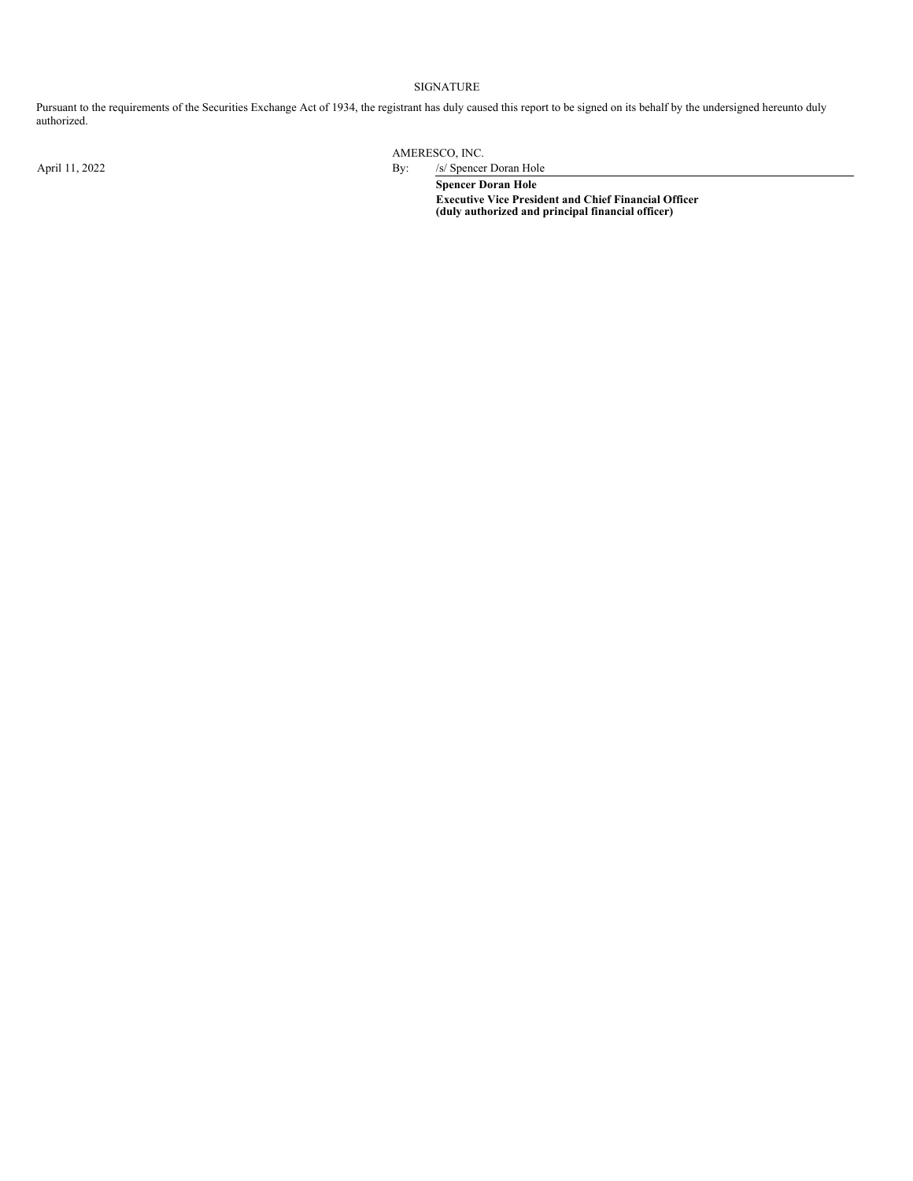SIGNATURE

Pursuant to the requirements of the Securities Exchange Act of 1934, the registrant has duly caused this report to be signed on its behalf by the undersigned hereunto duly authorized.

| | AMERESCO, INC. |
|---|---|
| April 11, 2022 | By: /s/ Spencer Doran Hole |
| | **Spencer Doran Hole** |
| | **Executive Vice President and Chief Financial Officer** |
| | **(duly authorized and principal financial officer)** |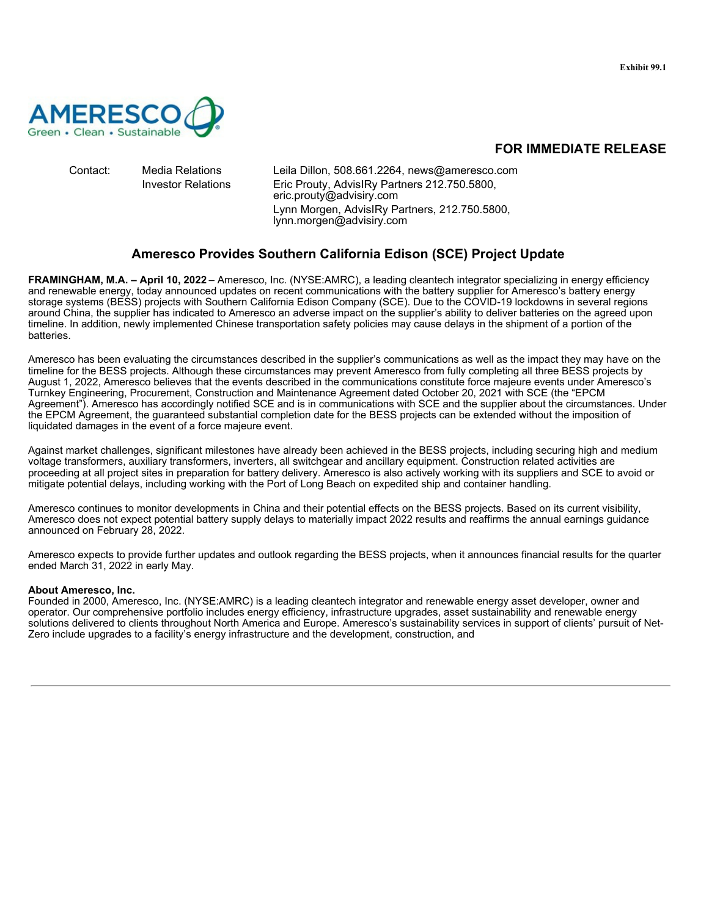Exhibit 99.1

**FOR IMMEDIATE RELEASE**

| Contact: | Media Relations | Leila Dillon, 508.661.2264, news@ameresco.com |
|---|---|---|
| | Investor Relations | Eric Prouty, AdvisIRy Partners 212.750.5800, eric.prouty@advisiry.com |
| | | Lynn Morgen, AdvisIRy Partners, 212.750.5800, lynn.morgen@advisiry.com |

## Ameresco Provides Southern California Edison (SCE) Project Update

**FRAMINGHAM, M.A. – April 10, 2022** – Ameresco, Inc. (NYSE:AMRC), a leading cleantech integrator specializing in energy efficiency and renewable energy, today announced updates on recent communications with the battery supplier for Ameresco's battery energy storage systems (BESS) projects with Southern California Edison Company (SCE). Due to the COVID-19 lockdowns in several regions around China, the supplier has indicated to Ameresco an adverse impact on the supplier's ability to deliver batteries on the agreed upon timeline. In addition, newly implemented Chinese transportation safety policies may cause delays in the shipment of a portion of the batteries.

Ameresco has been evaluating the circumstances described in the supplier's communications as well as the impact they may have on the timeline for the BESS projects. Although these circumstances may prevent Ameresco from fully completing all three BESS projects by August 1, 2022, Ameresco believes that the events described in the communications constitute force majeure events under Ameresco's Turnkey Engineering, Procurement, Construction and Maintenance Agreement dated October 20, 2021 with SCE (the "EPCM Agreement"). Ameresco has accordingly notified SCE and is in communications with SCE and the supplier about the circumstances. Under the EPCM Agreement, the guaranteed substantial completion date for the BESS projects can be extended without the imposition of liquidated damages in the event of a force majeure event.

Against market challenges, significant milestones have already been achieved in the BESS projects, including securing high and medium voltage transformers, auxiliary transformers, inverters, all switchgear and ancillary equipment. Construction related activities are proceeding at all project sites in preparation for battery delivery. Ameresco is also actively working with its suppliers and SCE to avoid or mitigate potential delays, including working with the Port of Long Beach on expedited ship and container handling.

Ameresco continues to monitor developments in China and their potential effects on the BESS projects. Based on its current visibility, Ameresco does not expect potential battery supply delays to materially impact 2022 results and reaffirms the annual earnings guidance announced on February 28, 2022.

Ameresco expects to provide further updates and outlook regarding the BESS projects, when it announces financial results for the quarter ended March 31, 2022 in early May.

**About Ameresco, Inc.**

Founded in 2000, Ameresco, Inc. (NYSE:AMRC) is a leading cleantech integrator and renewable energy asset developer, owner and operator. Our comprehensive portfolio includes energy efficiency, infrastructure upgrades, asset sustainability and renewable energy solutions delivered to clients throughout North America and Europe. Ameresco's sustainability services in support of clients' pursuit of Net-Zero include upgrades to a facility's energy infrastructure and the development, construction, and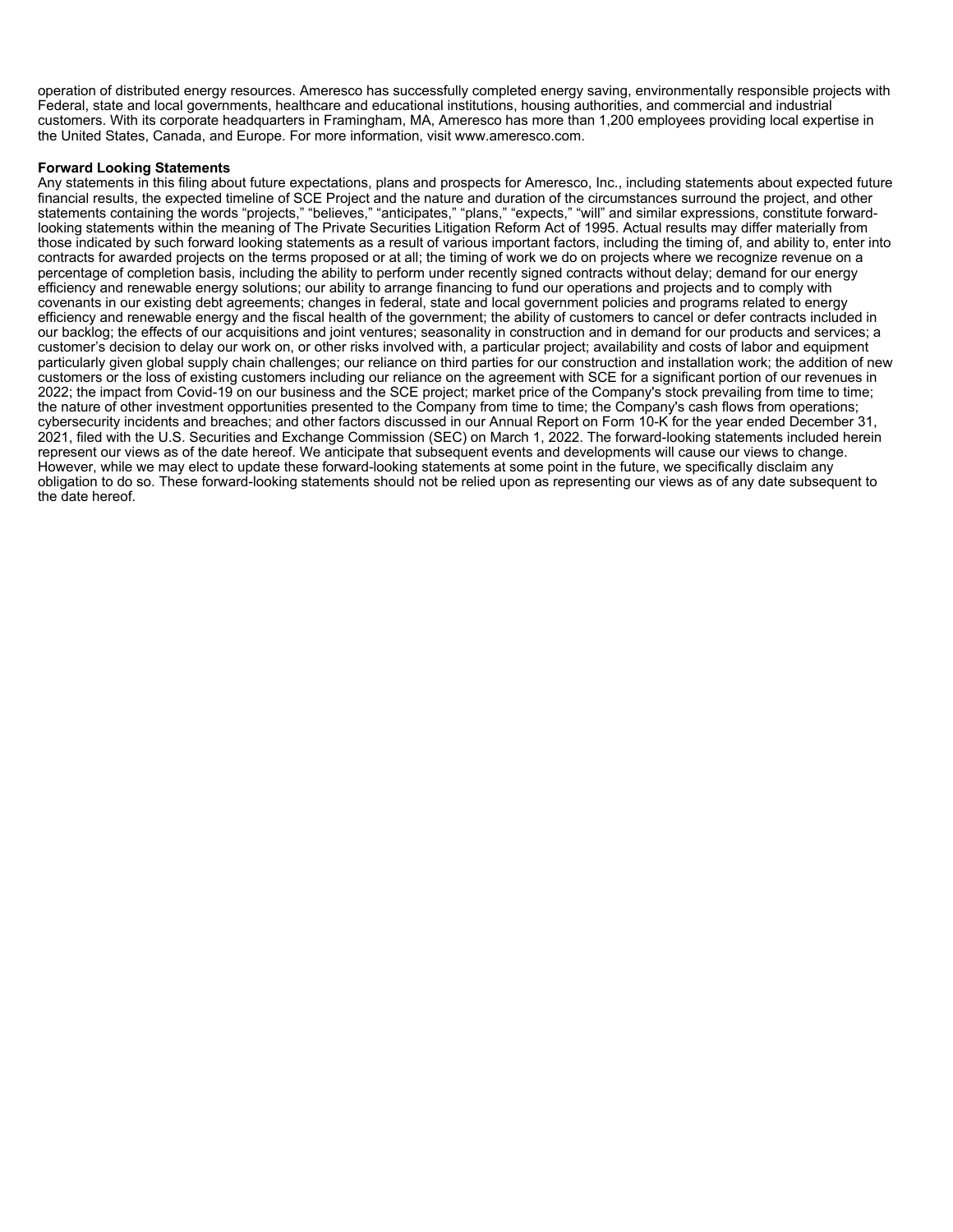operation of distributed energy resources. Ameresco has successfully completed energy saving, environmentally responsible projects with Federal, state and local governments, healthcare and educational institutions, housing authorities, and commercial and industrial customers. With its corporate headquarters in Framingham, MA, Ameresco has more than 1,200 employees providing local expertise in the United States, Canada, and Europe. For more information, visit www.ameresco.com.

**Forward Looking Statements**

Any statements in this filing about future expectations, plans and prospects for Ameresco, Inc., including statements about expected future financial results, the expected timeline of SCE Project and the nature and duration of the circumstances surround the project, and other statements containing the words “projects,” “believes,” “anticipates,” “plans,” “expects,” “will” and similar expressions, constitute forward-looking statements within the meaning of The Private Securities Litigation Reform Act of 1995. Actual results may differ materially from those indicated by such forward looking statements as a result of various important factors, including the timing of, and ability to, enter into contracts for awarded projects on the terms proposed or at all; the timing of work we do on projects where we recognize revenue on a percentage of completion basis, including the ability to perform under recently signed contracts without delay; demand for our energy efficiency and renewable energy solutions; our ability to arrange financing to fund our operations and projects and to comply with covenants in our existing debt agreements; changes in federal, state and local government policies and programs related to energy efficiency and renewable energy and the fiscal health of the government; the ability of customers to cancel or defer contracts included in our backlog; the effects of our acquisitions and joint ventures; seasonality in construction and in demand for our products and services; a customer’s decision to delay our work on, or other risks involved with, a particular project; availability and costs of labor and equipment particularly given global supply chain challenges; our reliance on third parties for our construction and installation work; the addition of new customers or the loss of existing customers including our reliance on the agreement with SCE for a significant portion of our revenues in 2022; the impact from Covid-19 on our business and the SCE project; market price of the Company's stock prevailing from time to time; the nature of other investment opportunities presented to the Company from time to time; the Company's cash flows from operations; cybersecurity incidents and breaches; and other factors discussed in our Annual Report on Form 10-K for the year ended December 31, 2021, filed with the U.S. Securities and Exchange Commission (SEC) on March 1, 2022. The forward-looking statements included herein represent our views as of the date hereof. We anticipate that subsequent events and developments will cause our views to change. However, while we may elect to update these forward-looking statements at some point in the future, we specifically disclaim any obligation to do so. These forward-looking statements should not be relied upon as representing our views as of any date subsequent to the date hereof.